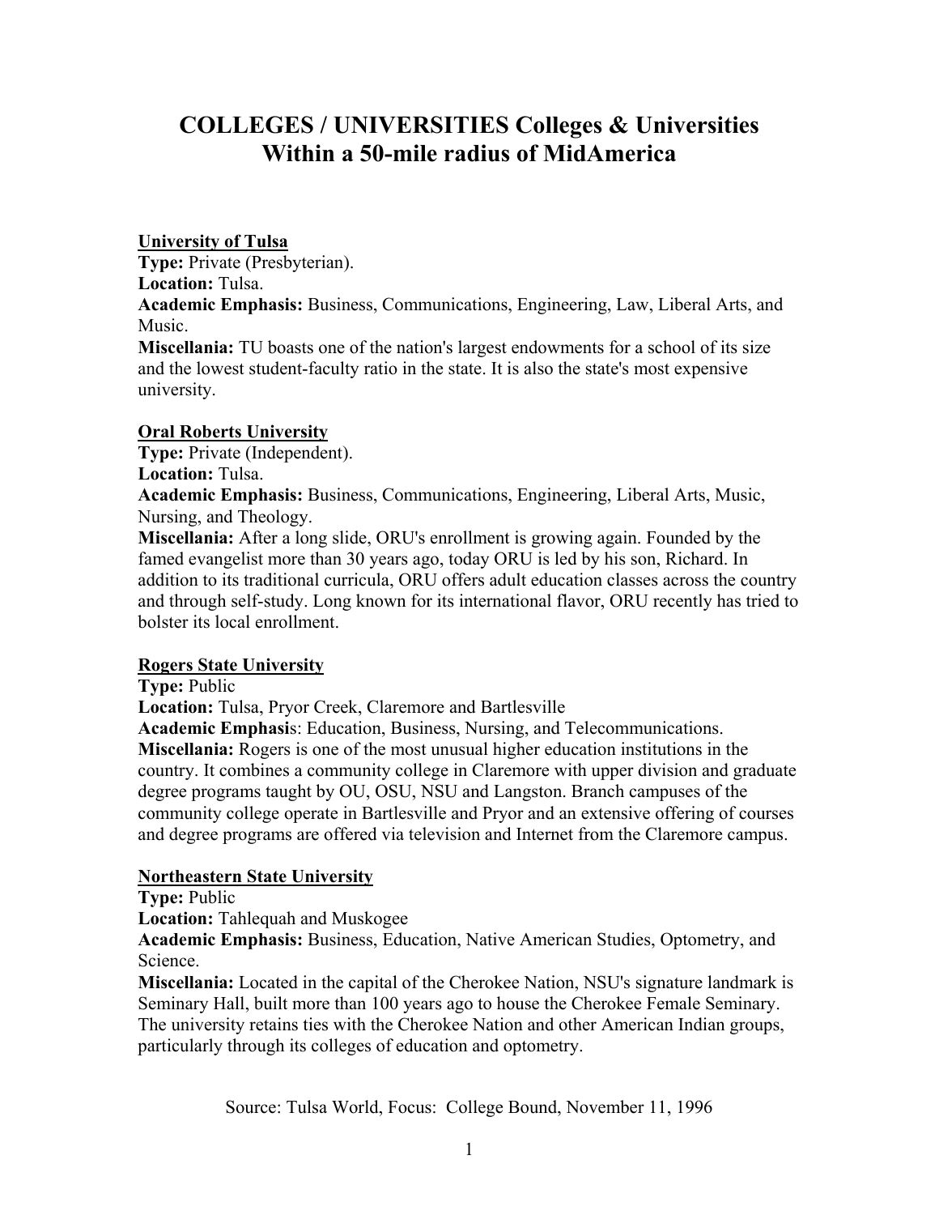# COLLEGES / UNIVERSITIES Colleges & Universities Within a 50-mile radius of MidAmerica

**University of Tulsa**

**Type:** Private (Presbyterian).

**Location:** Tulsa.

**Academic Emphasis:** Business, Communications, Engineering, Law, Liberal Arts, and Music.

**Miscellania:** TU boasts one of the nation's largest endowments for a school of its size and the lowest student-faculty ratio in the state. It is also the state's most expensive university.

**Oral Roberts University**

**Type:** Private (Independent).

**Location:** Tulsa.

**Academic Emphasis:** Business, Communications, Engineering, Liberal Arts, Music, Nursing, and Theology.

**Miscellania:** After a long slide, ORU's enrollment is growing again. Founded by the famed evangelist more than 30 years ago, today ORU is led by his son, Richard. In addition to its traditional curricula, ORU offers adult education classes across the country and through self-study. Long known for its international flavor, ORU recently has tried to bolster its local enrollment.

**Rogers State University**

**Type:** Public

**Location:** Tulsa, Pryor Creek, Claremore and Bartlesville

**Academic Emphasis**: Education, Business, Nursing, and Telecommunications.

**Miscellania:** Rogers is one of the most unusual higher education institutions in the country. It combines a community college in Claremore with upper division and graduate degree programs taught by OU, OSU, NSU and Langston. Branch campuses of the community college operate in Bartlesville and Pryor and an extensive offering of courses and degree programs are offered via television and Internet from the Claremore campus.

**Northeastern State University**

**Type:** Public

**Location:** Tahlequah and Muskogee

**Academic Emphasis:** Business, Education, Native American Studies, Optometry, and Science.

**Miscellania:** Located in the capital of the Cherokee Nation, NSU's signature landmark is Seminary Hall, built more than 100 years ago to house the Cherokee Female Seminary. The university retains ties with the Cherokee Nation and other American Indian groups, particularly through its colleges of education and optometry.

Source: Tulsa World, Focus: College Bound, November 11, 1996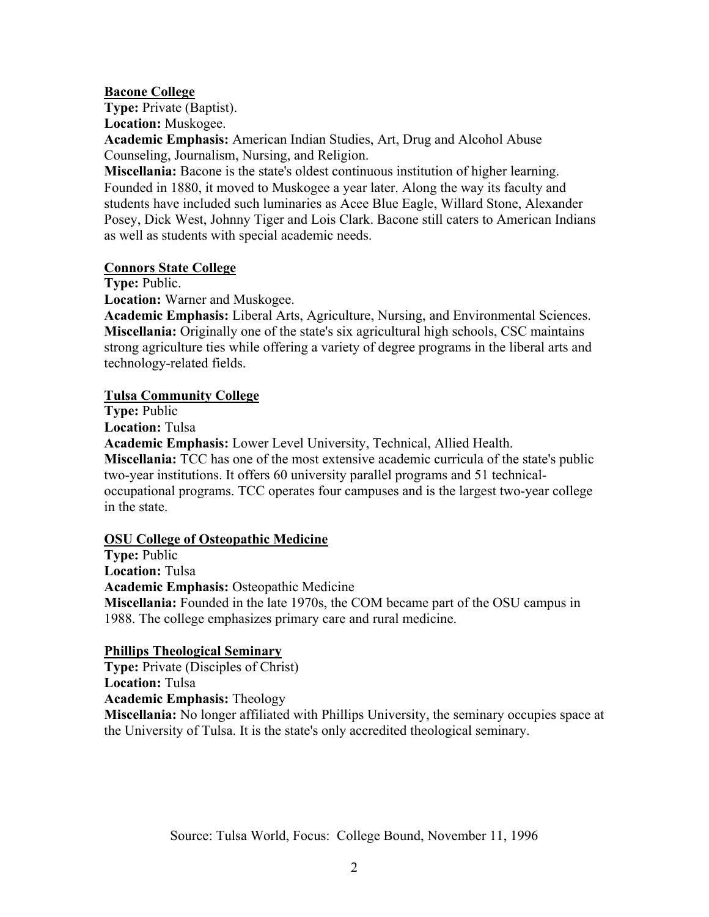**Bacone College**

**Type:** Private (Baptist).
**Location:** Muskogee.
**Academic Emphasis:** American Indian Studies, Art, Drug and Alcohol Abuse Counseling, Journalism, Nursing, and Religion.
**Miscellania:** Bacone is the state's oldest continuous institution of higher learning. Founded in 1880, it moved to Muskogee a year later. Along the way its faculty and students have included such luminaries as Acee Blue Eagle, Willard Stone, Alexander Posey, Dick West, Johnny Tiger and Lois Clark. Bacone still caters to American Indians as well as students with special academic needs.

**Connors State College**

**Type:** Public.
**Location:** Warner and Muskogee.
**Academic Emphasis:** Liberal Arts, Agriculture, Nursing, and Environmental Sciences.
**Miscellania:** Originally one of the state's six agricultural high schools, CSC maintains strong agriculture ties while offering a variety of degree programs in the liberal arts and technology-related fields.

**Tulsa Community College**

**Type:** Public
**Location:** Tulsa
**Academic Emphasis:** Lower Level University, Technical, Allied Health.
**Miscellania:** TCC has one of the most extensive academic curricula of the state's public two-year institutions. It offers 60 university parallel programs and 51 technical-occupational programs. TCC operates four campuses and is the largest two-year college in the state.

**OSU College of Osteopathic Medicine**

**Type:** Public
**Location:** Tulsa
**Academic Emphasis:** Osteopathic Medicine
**Miscellania:** Founded in the late 1970s, the COM became part of the OSU campus in 1988. The college emphasizes primary care and rural medicine.

**Phillips Theological Seminary**

**Type:** Private (Disciples of Christ)
**Location:** Tulsa
**Academic Emphasis:** Theology
**Miscellania:** No longer affiliated with Phillips University, the seminary occupies space at the University of Tulsa. It is the state's only accredited theological seminary.

Source: Tulsa World, Focus: College Bound, November 11, 1996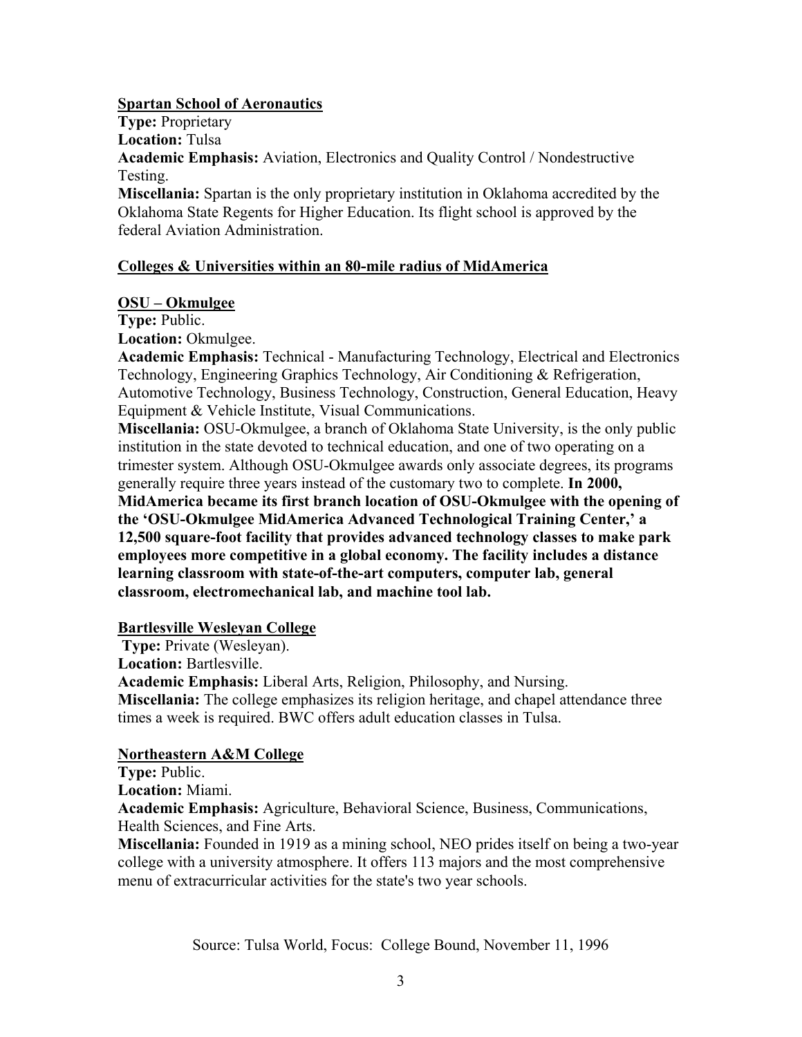**Spartan School of Aeronautics**

**Type:** Proprietary

**Location:** Tulsa

**Academic Emphasis:** Aviation, Electronics and Quality Control / Nondestructive Testing.

**Miscellania:** Spartan is the only proprietary institution in Oklahoma accredited by the Oklahoma State Regents for Higher Education. Its flight school is approved by the federal Aviation Administration.

**Colleges & Universities within an 80-mile radius of MidAmerica**

**OSU – Okmulgee**

**Type:** Public.

**Location:** Okmulgee.

**Academic Emphasis:** Technical - Manufacturing Technology, Electrical and Electronics Technology, Engineering Graphics Technology, Air Conditioning & Refrigeration, Automotive Technology, Business Technology, Construction, General Education, Heavy Equipment & Vehicle Institute, Visual Communications.

**Miscellania:** OSU-Okmulgee, a branch of Oklahoma State University, is the only public institution in the state devoted to technical education, and one of two operating on a trimester system. Although OSU-Okmulgee awards only associate degrees, its programs generally require three years instead of the customary two to complete. **In 2000, MidAmerica became its first branch location of OSU-Okmulgee with the opening of the 'OSU-Okmulgee MidAmerica Advanced Technological Training Center,' a 12,500 square-foot facility that provides advanced technology classes to make park employees more competitive in a global economy. The facility includes a distance learning classroom with state-of-the-art computers, computer lab, general classroom, electromechanical lab, and machine tool lab.**

**Bartlesville Wesleyan College**

**Type:** Private (Wesleyan).

**Location:** Bartlesville.

**Academic Emphasis:** Liberal Arts, Religion, Philosophy, and Nursing.

**Miscellania:** The college emphasizes its religion heritage, and chapel attendance three times a week is required. BWC offers adult education classes in Tulsa.

**Northeastern A&M College**

**Type:** Public.

**Location:** Miami.

**Academic Emphasis:** Agriculture, Behavioral Science, Business, Communications, Health Sciences, and Fine Arts.

**Miscellania:** Founded in 1919 as a mining school, NEO prides itself on being a two-year college with a university atmosphere. It offers 113 majors and the most comprehensive menu of extracurricular activities for the state's two year schools.

Source: Tulsa World, Focus: College Bound, November 11, 1996